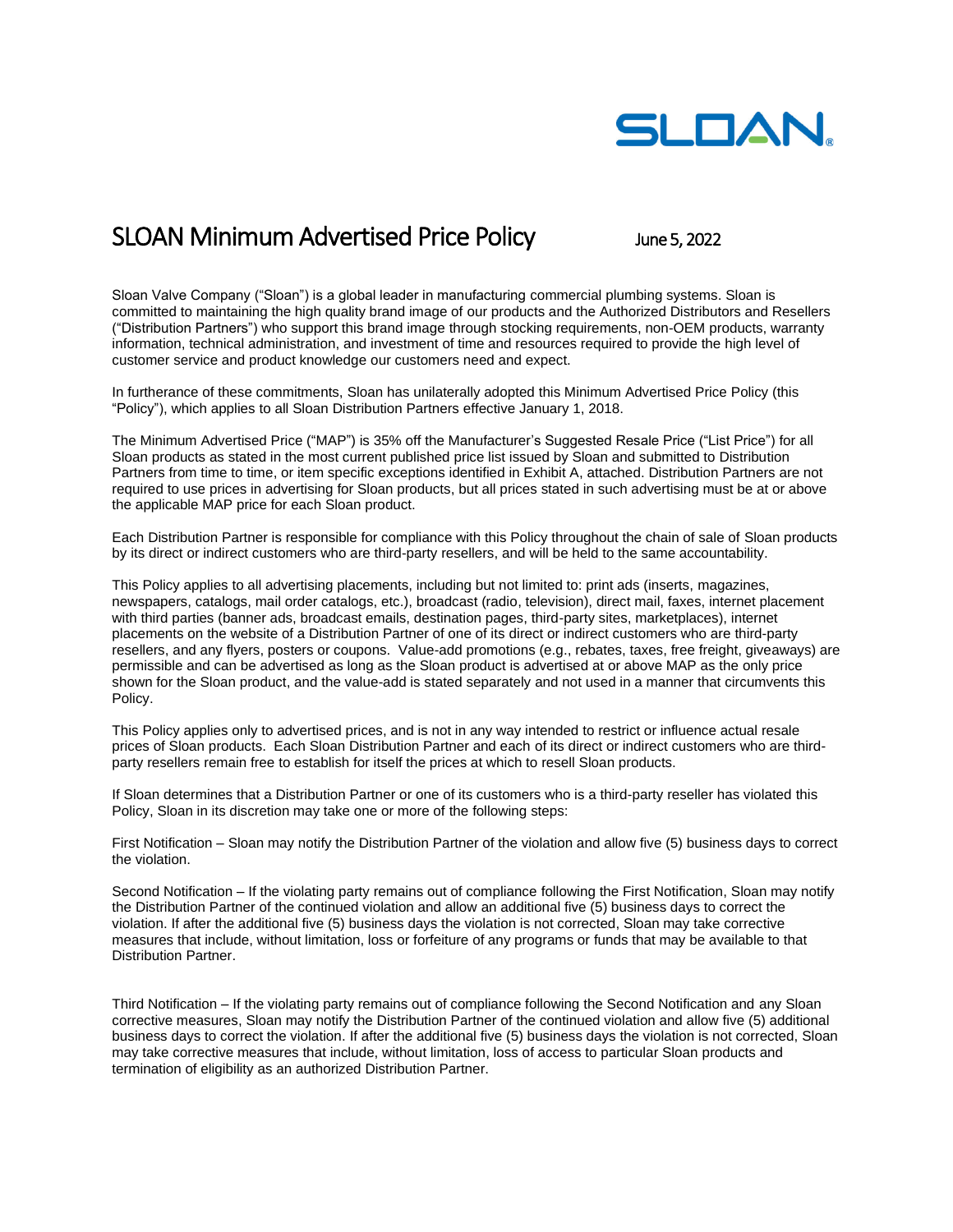# SLOAN Minimum Advertised Price Policy

June 5, 2022

Sloan Valve Company ("Sloan") is a global leader in manufacturing commercial plumbing systems. Sloan is committed to maintaining the high quality brand image of our products and the Authorized Distributors and Resellers ("Distribution Partners") who support this brand image through stocking requirements, non-OEM products, warranty information, technical administration, and investment of time and resources required to provide the high level of customer service and product knowledge our customers need and expect.

In furtherance of these commitments, Sloan has unilaterally adopted this Minimum Advertised Price Policy (this "Policy"), which applies to all Sloan Distribution Partners effective January 1, 2018.

The Minimum Advertised Price ("MAP") is 35% off the Manufacturer's Suggested Resale Price ("List Price") for all Sloan products as stated in the most current published price list issued by Sloan and submitted to Distribution Partners from time to time, or item specific exceptions identified in Exhibit A, attached. Distribution Partners are not required to use prices in advertising for Sloan products, but all prices stated in such advertising must be at or above the applicable MAP price for each Sloan product.

Each Distribution Partner is responsible for compliance with this Policy throughout the chain of sale of Sloan products by its direct or indirect customers who are third-party resellers, and will be held to the same accountability.

This Policy applies to all advertising placements, including but not limited to: print ads (inserts, magazines, newspapers, catalogs, mail order catalogs, etc.), broadcast (radio, television), direct mail, faxes, internet placement with third parties (banner ads, broadcast emails, destination pages, third-party sites, marketplaces), internet placements on the website of a Distribution Partner of one of its direct or indirect customers who are third-party resellers, and any flyers, posters or coupons. Value-add promotions (e.g., rebates, taxes, free freight, giveaways) are permissible and can be advertised as long as the Sloan product is advertised at or above MAP as the only price shown for the Sloan product, and the value-add is stated separately and not used in a manner that circumvents this Policy.

This Policy applies only to advertised prices, and is not in any way intended to restrict or influence actual resale prices of Sloan products. Each Sloan Distribution Partner and each of its direct or indirect customers who are third-party resellers remain free to establish for itself the prices at which to resell Sloan products.

If Sloan determines that a Distribution Partner or one of its customers who is a third-party reseller has violated this Policy, Sloan in its discretion may take one or more of the following steps:

First Notification – Sloan may notify the Distribution Partner of the violation and allow five (5) business days to correct the violation.

Second Notification – If the violating party remains out of compliance following the First Notification, Sloan may notify the Distribution Partner of the continued violation and allow an additional five (5) business days to correct the violation. If after the additional five (5) business days the violation is not corrected, Sloan may take corrective measures that include, without limitation, loss or forfeiture of any programs or funds that may be available to that Distribution Partner.

Third Notification – If the violating party remains out of compliance following the Second Notification and any Sloan corrective measures, Sloan may notify the Distribution Partner of the continued violation and allow five (5) additional business days to correct the violation. If after the additional five (5) business days the violation is not corrected, Sloan may take corrective measures that include, without limitation, loss of access to particular Sloan products and termination of eligibility as an authorized Distribution Partner.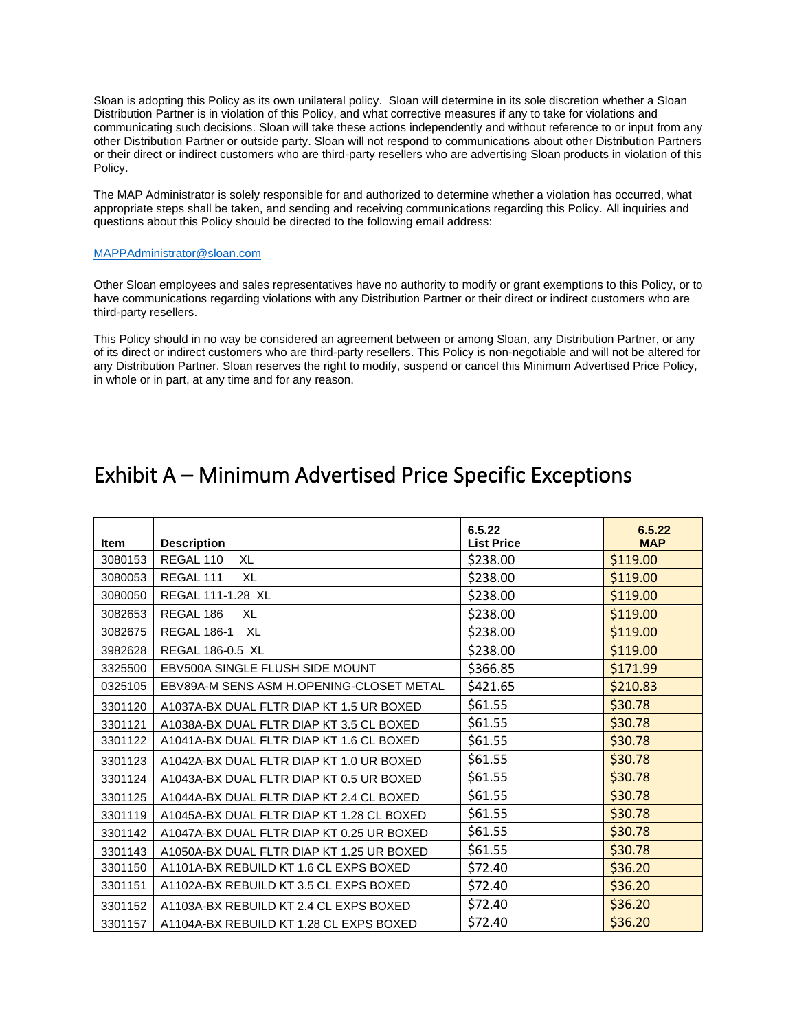Sloan is adopting this Policy as its own unilateral policy. Sloan will determine in its sole discretion whether a Sloan Distribution Partner is in violation of this Policy, and what corrective measures if any to take for violations and communicating such decisions. Sloan will take these actions independently and without reference to or input from any other Distribution Partner or outside party. Sloan will not respond to communications about other Distribution Partners or their direct or indirect customers who are third-party resellers who are advertising Sloan products in violation of this Policy.

The MAP Administrator is solely responsible for and authorized to determine whether a violation has occurred, what appropriate steps shall be taken, and sending and receiving communications regarding this Policy. All inquiries and questions about this Policy should be directed to the following email address:

MAPPAdministrator@sloan.com

Other Sloan employees and sales representatives have no authority to modify or grant exemptions to this Policy, or to have communications regarding violations with any Distribution Partner or their direct or indirect customers who are third-party resellers.

This Policy should in no way be considered an agreement between or among Sloan, any Distribution Partner, or any of its direct or indirect customers who are third-party resellers. This Policy is non-negotiable and will not be altered for any Distribution Partner. Sloan reserves the right to modify, suspend or cancel this Minimum Advertised Price Policy, in whole or in part, at any time and for any reason.

# Exhibit A – Minimum Advertised Price Specific Exceptions

| Item | Description | 6.5.22 List Price | 6.5.22 MAP |
|---|---|---|---|
| 3080153 | REGAL 110 XL | $238.00 | $119.00 |
| 3080053 | REGAL 111 XL | $238.00 | $119.00 |
| 3080050 | REGAL 111-1.28 XL | $238.00 | $119.00 |
| 3082653 | REGAL 186 XL | $238.00 | $119.00 |
| 3082675 | REGAL 186-1 XL | $238.00 | $119.00 |
| 3982628 | REGAL 186-0.5 XL | $238.00 | $119.00 |
| 3325500 | EBV500A SINGLE FLUSH SIDE MOUNT | $366.85 | $171.99 |
| 0325105 | EBV89A-M SENS ASM H.OPENING-CLOSET METAL | $421.65 | $210.83 |
| 3301120 | A1037A-BX DUAL FLTR DIAP KT 1.5 UR BOXED | $61.55 | $30.78 |
| 3301121 | A1038A-BX DUAL FLTR DIAP KT 3.5 CL BOXED | $61.55 | $30.78 |
| 3301122 | A1041A-BX DUAL FLTR DIAP KT 1.6 CL BOXED | $61.55 | $30.78 |
| 3301123 | A1042A-BX DUAL FLTR DIAP KT 1.0 UR BOXED | $61.55 | $30.78 |
| 3301124 | A1043A-BX DUAL FLTR DIAP KT 0.5 UR BOXED | $61.55 | $30.78 |
| 3301125 | A1044A-BX DUAL FLTR DIAP KT 2.4 CL BOXED | $61.55 | $30.78 |
| 3301119 | A1045A-BX DUAL FLTR DIAP KT 1.28 CL BOXED | $61.55 | $30.78 |
| 3301142 | A1047A-BX DUAL FLTR DIAP KT 0.25 UR BOXED | $61.55 | $30.78 |
| 3301143 | A1050A-BX DUAL FLTR DIAP KT 1.25 UR BOXED | $61.55 | $30.78 |
| 3301150 | A1101A-BX REBUILD KT 1.6 CL EXPS BOXED | $72.40 | $36.20 |
| 3301151 | A1102A-BX REBUILD KT 3.5 CL EXPS BOXED | $72.40 | $36.20 |
| 3301152 | A1103A-BX REBUILD KT 2.4 CL EXPS BOXED | $72.40 | $36.20 |
| 3301157 | A1104A-BX REBUILD KT 1.28 CL EXPS BOXED | $72.40 | $36.20 |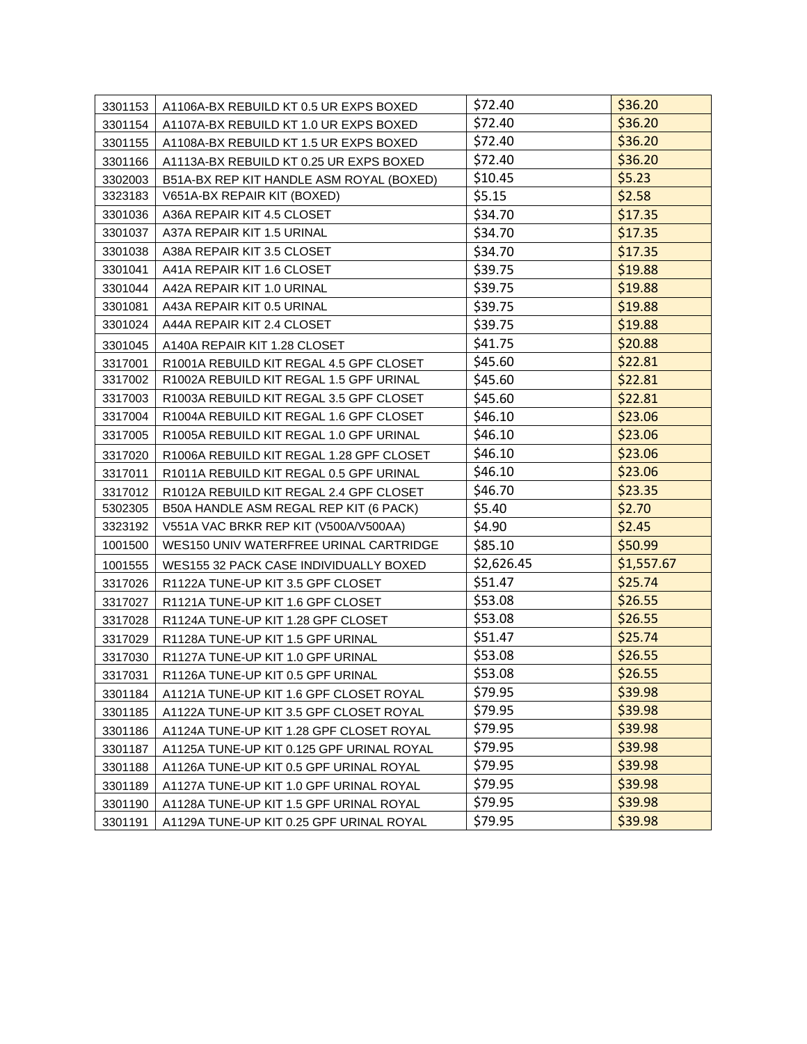| | | | |
|---|---|---|---|
| 3301153 | A1106A-BX REBUILD KT 0.5 UR EXPS BOXED | $72.40 | $36.20 |
| 3301154 | A1107A-BX REBUILD KT 1.0 UR EXPS BOXED | $72.40 | $36.20 |
| 3301155 | A1108A-BX REBUILD KT 1.5 UR EXPS BOXED | $72.40 | $36.20 |
| 3301166 | A1113A-BX REBUILD KT 0.25 UR EXPS BOXED | $72.40 | $36.20 |
| 3302003 | B51A-BX REP KIT HANDLE ASM ROYAL (BOXED) | $10.45 | $5.23 |
| 3323183 | V651A-BX REPAIR KIT (BOXED) | $5.15 | $2.58 |
| 3301036 | A36A REPAIR KIT 4.5 CLOSET | $34.70 | $17.35 |
| 3301037 | A37A REPAIR KIT 1.5 URINAL | $34.70 | $17.35 |
| 3301038 | A38A REPAIR KIT 3.5 CLOSET | $34.70 | $17.35 |
| 3301041 | A41A REPAIR KIT 1.6 CLOSET | $39.75 | $19.88 |
| 3301044 | A42A REPAIR KIT 1.0 URINAL | $39.75 | $19.88 |
| 3301081 | A43A REPAIR KIT 0.5 URINAL | $39.75 | $19.88 |
| 3301024 | A44A REPAIR KIT 2.4 CLOSET | $39.75 | $19.88 |
| 3301045 | A140A REPAIR KIT 1.28 CLOSET | $41.75 | $20.88 |
| 3317001 | R1001A REBUILD KIT REGAL 4.5 GPF CLOSET | $45.60 | $22.81 |
| 3317002 | R1002A REBUILD KIT REGAL 1.5 GPF URINAL | $45.60 | $22.81 |
| 3317003 | R1003A REBUILD KIT REGAL 3.5 GPF CLOSET | $45.60 | $22.81 |
| 3317004 | R1004A REBUILD KIT REGAL 1.6 GPF CLOSET | $46.10 | $23.06 |
| 3317005 | R1005A REBUILD KIT REGAL 1.0 GPF URINAL | $46.10 | $23.06 |
| 3317020 | R1006A REBUILD KIT REGAL 1.28 GPF CLOSET | $46.10 | $23.06 |
| 3317011 | R1011A REBUILD KIT REGAL 0.5 GPF URINAL | $46.10 | $23.06 |
| 3317012 | R1012A REBUILD KIT REGAL 2.4 GPF CLOSET | $46.70 | $23.35 |
| 5302305 | B50A HANDLE ASM REGAL REP KIT (6 PACK) | $5.40 | $2.70 |
| 3323192 | V551A VAC BRKR REP KIT (V500A/V500AA) | $4.90 | $2.45 |
| 1001500 | WES150 UNIV WATERFREE URINAL CARTRIDGE | $85.10 | $50.99 |
| 1001555 | WES155 32 PACK CASE INDIVIDUALLY BOXED | $2,626.45 | $1,557.67 |
| 3317026 | R1122A TUNE-UP KIT 3.5 GPF CLOSET | $51.47 | $25.74 |
| 3317027 | R1121A TUNE-UP KIT 1.6 GPF CLOSET | $53.08 | $26.55 |
| 3317028 | R1124A TUNE-UP KIT 1.28 GPF CLOSET | $53.08 | $26.55 |
| 3317029 | R1128A TUNE-UP KIT 1.5 GPF URINAL | $51.47 | $25.74 |
| 3317030 | R1127A TUNE-UP KIT 1.0 GPF URINAL | $53.08 | $26.55 |
| 3317031 | R1126A TUNE-UP KIT 0.5 GPF URINAL | $53.08 | $26.55 |
| 3301184 | A1121A TUNE-UP KIT 1.6 GPF CLOSET ROYAL | $79.95 | $39.98 |
| 3301185 | A1122A TUNE-UP KIT 3.5 GPF CLOSET ROYAL | $79.95 | $39.98 |
| 3301186 | A1124A TUNE-UP KIT 1.28 GPF CLOSET ROYAL | $79.95 | $39.98 |
| 3301187 | A1125A TUNE-UP KIT 0.125 GPF URINAL ROYAL | $79.95 | $39.98 |
| 3301188 | A1126A TUNE-UP KIT 0.5 GPF URINAL ROYAL | $79.95 | $39.98 |
| 3301189 | A1127A TUNE-UP KIT 1.0 GPF URINAL ROYAL | $79.95 | $39.98 |
| 3301190 | A1128A TUNE-UP KIT 1.5 GPF URINAL ROYAL | $79.95 | $39.98 |
| 3301191 | A1129A TUNE-UP KIT 0.25 GPF URINAL ROYAL | $79.95 | $39.98 |